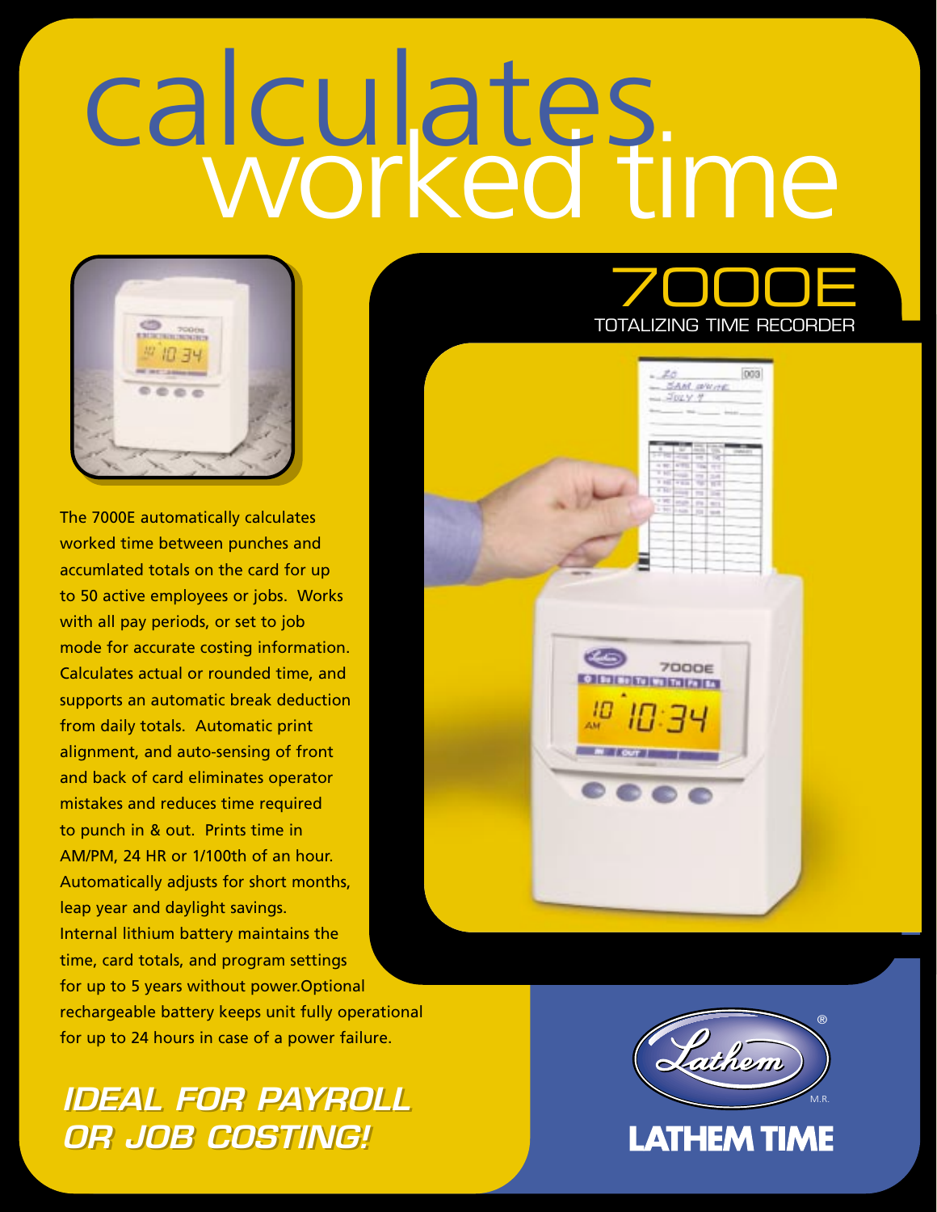# calculates worked time

## 7000E

TOTALIZING TIME RECORDER

The 7000E automatically calculates worked time between punches and accumlated totals on the card for up to 50 active employees or jobs. Works with all pay periods, or set to job mode for accurate costing information. Calculates actual or rounded time, and supports an automatic break deduction from daily totals. Automatic print alignment, and auto-sensing of front and back of card eliminates operator mistakes and reduces time required to punch in & out. Prints time in AM/PM, 24 HR or 1/100th of an hour. Automatically adjusts for short months, leap year and daylight savings. Internal lithium battery maintains the time, card totals, and program settings for up to 5 years without power.Optional rechargeable battery keeps unit fully operational for up to 24 hours in case of a power failure.

***IDEAL FOR PAYROLL OR JOB COSTING!***

Lathem® M.R.

**LATHEM TIME**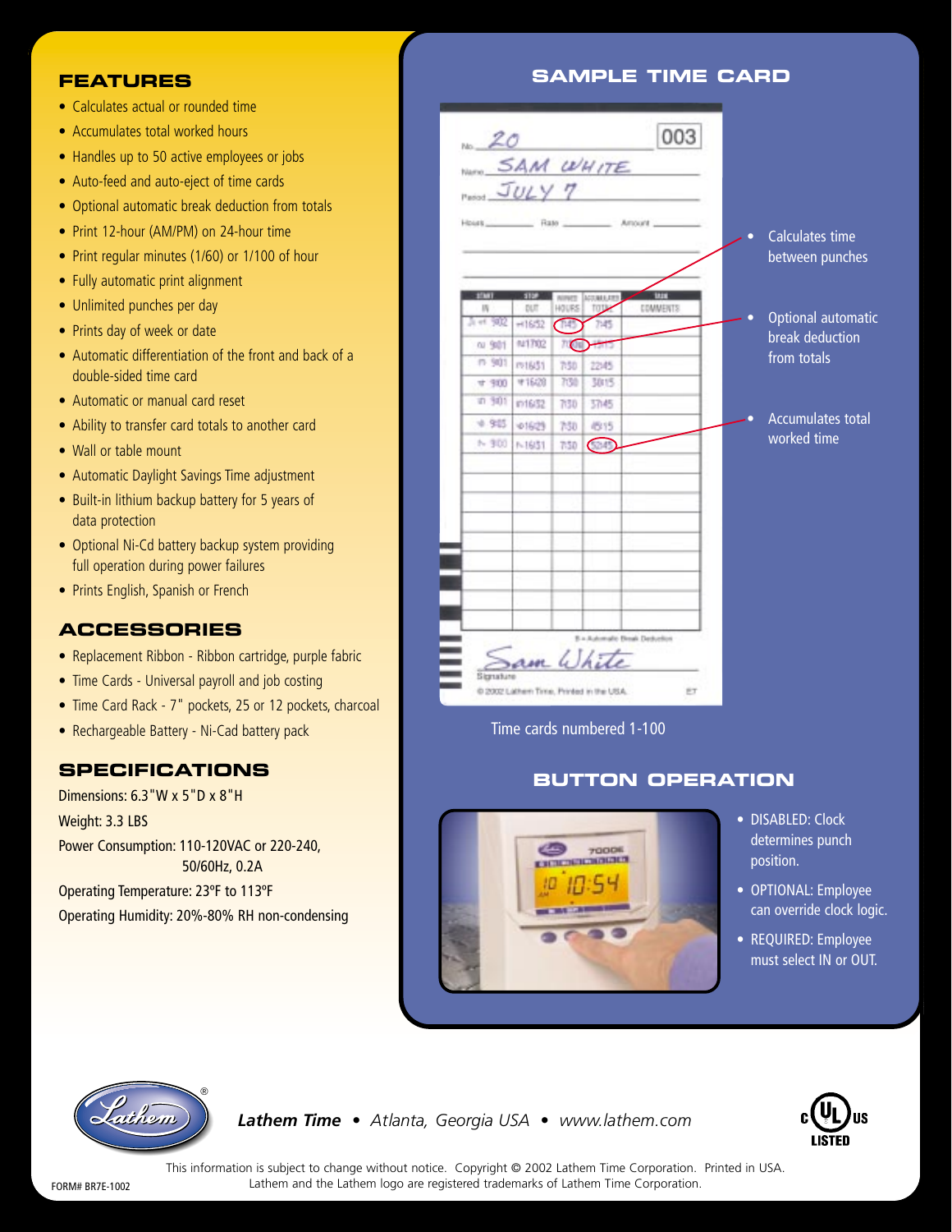## FEATURES

- Calculates actual or rounded time
- Accumulates total worked hours
- Handles up to 50 active employees or jobs
- Auto-feed and auto-eject of time cards
- Optional automatic break deduction from totals
- Print 12-hour (AM/PM) on 24-hour time
- Print regular minutes (1/60) or 1/100 of hour
- Fully automatic print alignment
- Unlimited punches per day
- Prints day of week or date
- Automatic differentiation of the front and back of a double-sided time card
- Automatic or manual card reset
- Ability to transfer card totals to another card
- Wall or table mount
- Automatic Daylight Savings Time adjustment
- Built-in lithium backup battery for 5 years of data protection
- Optional Ni-Cd battery backup system providing full operation during power failures
- Prints English, Spanish or French

## ACCESSORIES

- Replacement Ribbon - Ribbon cartridge, purple fabric
- Time Cards - Universal payroll and job costing
- Time Card Rack - 7" pockets, 25 or 12 pockets, charcoal
- Rechargeable Battery - Ni-Cad battery pack

## SPECIFICATIONS

Dimensions: 6.3"W x 5"D x 8"H

Weight: 3.3 LBS

Power Consumption: 110-120VAC or 220-240, 50/60Hz, 0.2A

Operating Temperature: 23ºF to 113ºF

Operating Humidity: 20%-80% RH non-condensing

## SAMPLE TIME CARD

- Calculates time between punches
- Optional automatic break deduction from totals
- Accumulates total worked time

Time cards numbered 1-100

## BUTTON OPERATION

- DISABLED: Clock determines punch position.
- OPTIONAL: Employee can override clock logic.
- REQUIRED: Employee must select IN or OUT.

***Lathem Time*** • *Atlanta, Georgia USA* • *www.lathem.com*

This information is subject to change without notice. Copyright © 2002 Lathem Time Corporation. Printed in USA.
Lathem and the Lathem logo are registered trademarks of Lathem Time Corporation.

FORM# BR7E-1002